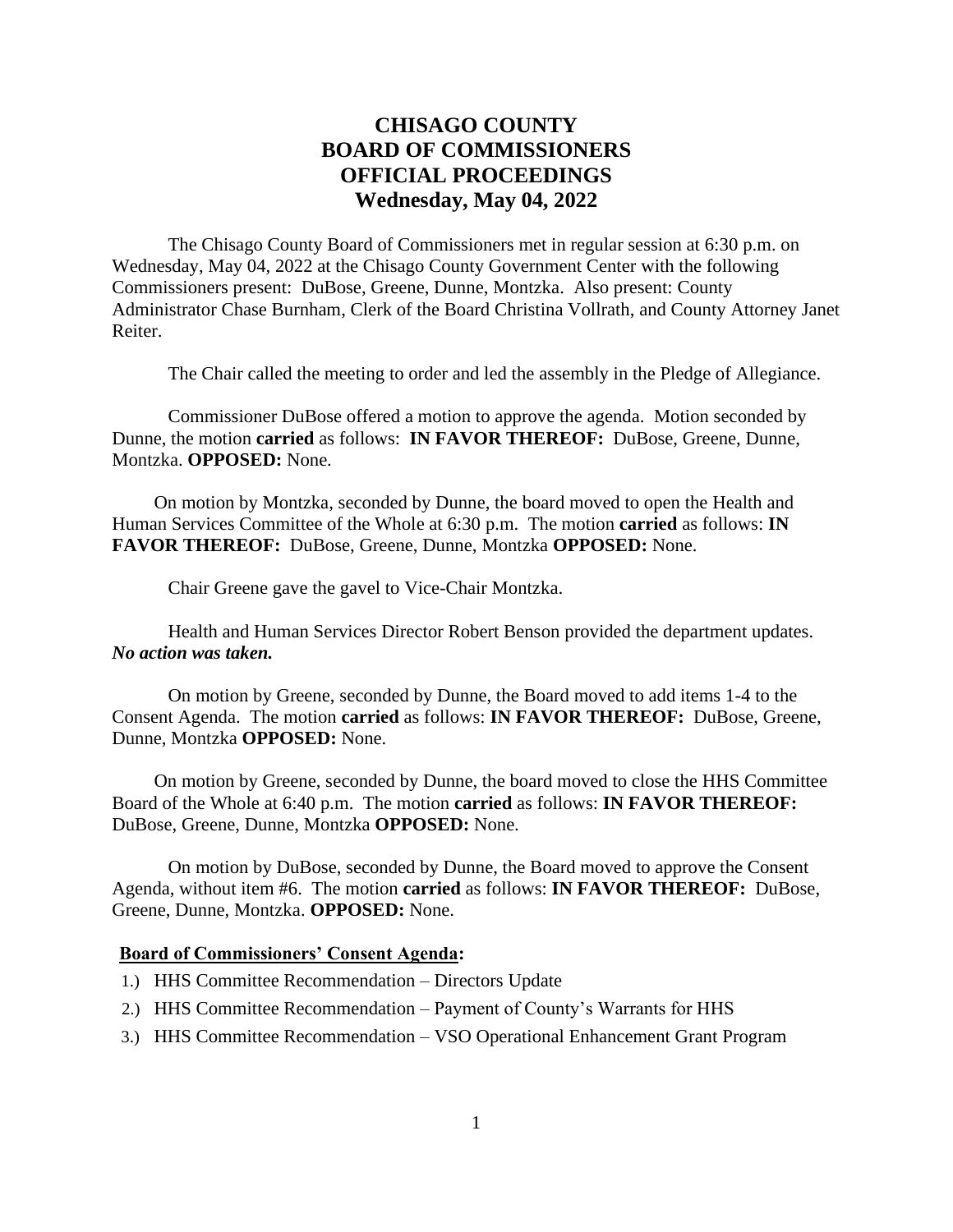# CHISAGO COUNTY
# BOARD OF COMMISSIONERS
# OFFICIAL PROCEEDINGS
# Wednesday, May 04, 2022

The Chisago County Board of Commissioners met in regular session at 6:30 p.m. on Wednesday, May 04, 2022 at the Chisago County Government Center with the following Commissioners present: DuBose, Greene, Dunne, Montzka. Also present: County Administrator Chase Burnham, Clerk of the Board Christina Vollrath, and County Attorney Janet Reiter.

The Chair called the meeting to order and led the assembly in the Pledge of Allegiance.

Commissioner DuBose offered a motion to approve the agenda. Motion seconded by Dunne, the motion **carried** as follows: **IN FAVOR THEREOF:** DuBose, Greene, Dunne, Montzka. **OPPOSED:** None.

On motion by Montzka, seconded by Dunne, the board moved to open the Health and Human Services Committee of the Whole at 6:30 p.m. The motion **carried** as follows: **IN FAVOR THEREOF:** DuBose, Greene, Dunne, Montzka **OPPOSED:** None.

Chair Greene gave the gavel to Vice-Chair Montzka.

Health and Human Services Director Robert Benson provided the department updates. ***No action was taken.***

On motion by Greene, seconded by Dunne, the Board moved to add items 1-4 to the Consent Agenda. The motion **carried** as follows: **IN FAVOR THEREOF:** DuBose, Greene, Dunne, Montzka **OPPOSED:** None.

On motion by Greene, seconded by Dunne, the board moved to close the HHS Committee Board of the Whole at 6:40 p.m. The motion **carried** as follows: **IN FAVOR THEREOF:** DuBose, Greene, Dunne, Montzka **OPPOSED:** None.

On motion by DuBose, seconded by Dunne, the Board moved to approve the Consent Agenda, without item #6. The motion **carried** as follows: **IN FAVOR THEREOF:** DuBose, Greene, Dunne, Montzka. **OPPOSED:** None.

**Board of Commissioners' Consent Agenda:**

1.) HHS Committee Recommendation – Directors Update
2.) HHS Committee Recommendation – Payment of County's Warrants for HHS
3.) HHS Committee Recommendation – VSO Operational Enhancement Grant Program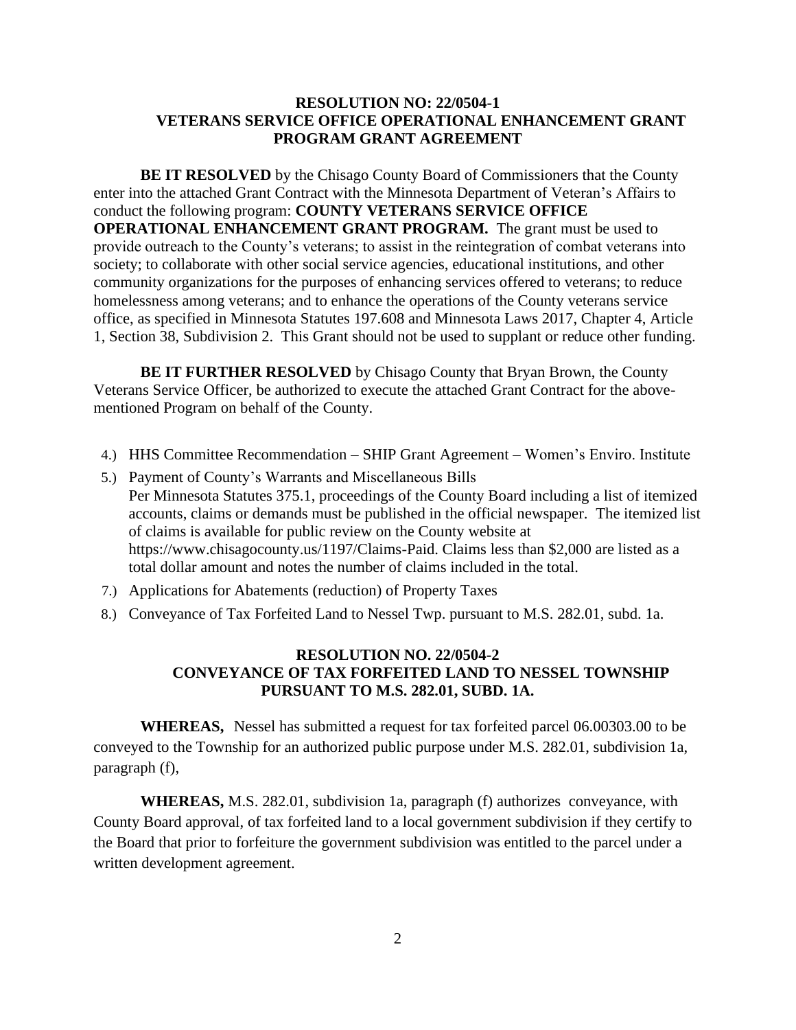**RESOLUTION NO: 22/0504-1**
**VETERANS SERVICE OFFICE OPERATIONAL ENHANCEMENT GRANT PROGRAM GRANT AGREEMENT**

**BE IT RESOLVED** by the Chisago County Board of Commissioners that the County enter into the attached Grant Contract with the Minnesota Department of Veteran's Affairs to conduct the following program: **COUNTY VETERANS SERVICE OFFICE OPERATIONAL ENHANCEMENT GRANT PROGRAM.** The grant must be used to provide outreach to the County's veterans; to assist in the reintegration of combat veterans into society; to collaborate with other social service agencies, educational institutions, and other community organizations for the purposes of enhancing services offered to veterans; to reduce homelessness among veterans; and to enhance the operations of the County veterans service office, as specified in Minnesota Statutes 197.608 and Minnesota Laws 2017, Chapter 4, Article 1, Section 38, Subdivision 2. This Grant should not be used to supplant or reduce other funding.

**BE IT FURTHER RESOLVED** by Chisago County that Bryan Brown, the County Veterans Service Officer, be authorized to execute the attached Grant Contract for the above-mentioned Program on behalf of the County.

4.) HHS Committee Recommendation – SHIP Grant Agreement – Women's Enviro. Institute

5.) Payment of County's Warrants and Miscellaneous Bills
Per Minnesota Statutes 375.1, proceedings of the County Board including a list of itemized accounts, claims or demands must be published in the official newspaper. The itemized list of claims is available for public review on the County website at https://www.chisagocounty.us/1197/Claims-Paid. Claims less than $2,000 are listed as a total dollar amount and notes the number of claims included in the total.

7.) Applications for Abatements (reduction) of Property Taxes

8.) Conveyance of Tax Forfeited Land to Nessel Twp. pursuant to M.S. 282.01, subd. 1a.

**RESOLUTION NO. 22/0504-2**
**CONVEYANCE OF TAX FORFEITED LAND TO NESSEL TOWNSHIP PURSUANT TO M.S. 282.01, SUBD. 1A.**

**WHEREAS,** Nessel has submitted a request for tax forfeited parcel 06.00303.00 to be conveyed to the Township for an authorized public purpose under M.S. 282.01, subdivision 1a, paragraph (f),

**WHEREAS,** M.S. 282.01, subdivision 1a, paragraph (f) authorizes conveyance, with County Board approval, of tax forfeited land to a local government subdivision if they certify to the Board that prior to forfeiture the government subdivision was entitled to the parcel under a written development agreement.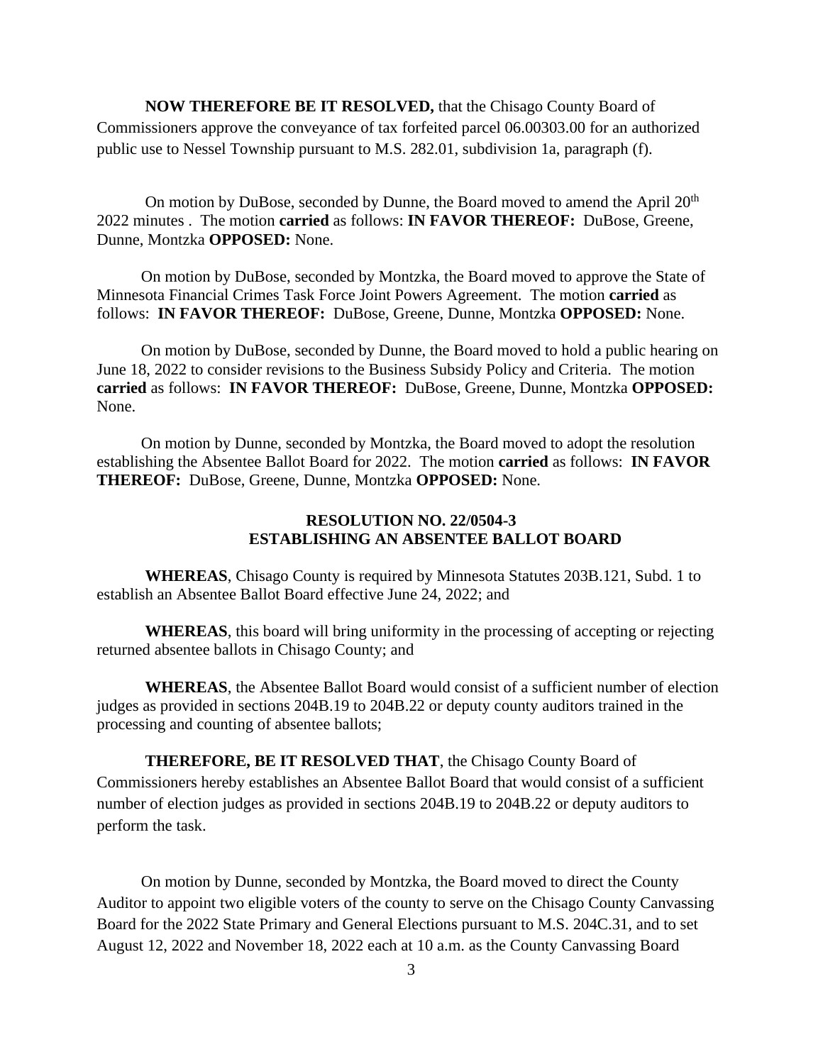**NOW THEREFORE BE IT RESOLVED,** that the Chisago County Board of Commissioners approve the conveyance of tax forfeited parcel 06.00303.00 for an authorized public use to Nessel Township pursuant to M.S. 282.01, subdivision 1a, paragraph (f).

On motion by DuBose, seconded by Dunne, the Board moved to amend the April 20th 2022 minutes . The motion **carried** as follows: **IN FAVOR THEREOF:** DuBose, Greene, Dunne, Montzka **OPPOSED:** None.

On motion by DuBose, seconded by Montzka, the Board moved to approve the State of Minnesota Financial Crimes Task Force Joint Powers Agreement. The motion **carried** as follows: **IN FAVOR THEREOF:** DuBose, Greene, Dunne, Montzka **OPPOSED:** None.

On motion by DuBose, seconded by Dunne, the Board moved to hold a public hearing on June 18, 2022 to consider revisions to the Business Subsidy Policy and Criteria. The motion **carried** as follows: **IN FAVOR THEREOF:** DuBose, Greene, Dunne, Montzka **OPPOSED:** None.

On motion by Dunne, seconded by Montzka, the Board moved to adopt the resolution establishing the Absentee Ballot Board for 2022. The motion **carried** as follows: **IN FAVOR THEREOF:** DuBose, Greene, Dunne, Montzka **OPPOSED:** None.

**RESOLUTION NO. 22/0504-3**
**ESTABLISHING AN ABSENTEE BALLOT BOARD**

**WHEREAS**, Chisago County is required by Minnesota Statutes 203B.121, Subd. 1 to establish an Absentee Ballot Board effective June 24, 2022; and

**WHEREAS**, this board will bring uniformity in the processing of accepting or rejecting returned absentee ballots in Chisago County; and

**WHEREAS**, the Absentee Ballot Board would consist of a sufficient number of election judges as provided in sections 204B.19 to 204B.22 or deputy county auditors trained in the processing and counting of absentee ballots;

**THEREFORE, BE IT RESOLVED THAT**, the Chisago County Board of Commissioners hereby establishes an Absentee Ballot Board that would consist of a sufficient number of election judges as provided in sections 204B.19 to 204B.22 or deputy auditors to perform the task.

On motion by Dunne, seconded by Montzka, the Board moved to direct the County Auditor to appoint two eligible voters of the county to serve on the Chisago County Canvassing Board for the 2022 State Primary and General Elections pursuant to M.S. 204C.31, and to set August 12, 2022 and November 18, 2022 each at 10 a.m. as the County Canvassing Board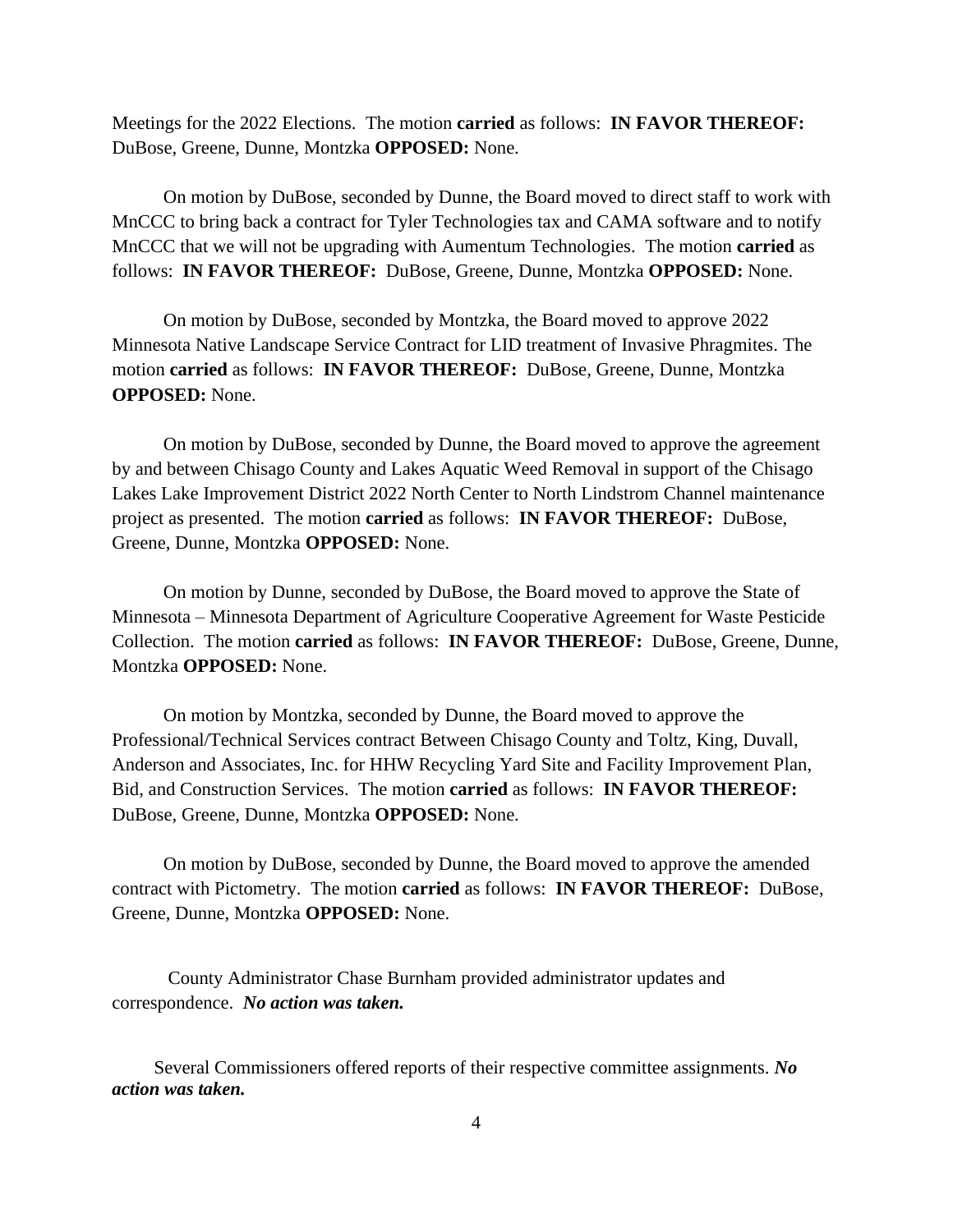Meetings for the 2022 Elections. The motion **carried** as follows: **IN FAVOR THEREOF:** DuBose, Greene, Dunne, Montzka **OPPOSED:** None.

On motion by DuBose, seconded by Dunne, the Board moved to direct staff to work with MnCCC to bring back a contract for Tyler Technologies tax and CAMA software and to notify MnCCC that we will not be upgrading with Aumentum Technologies. The motion **carried** as follows: **IN FAVOR THEREOF:** DuBose, Greene, Dunne, Montzka **OPPOSED:** None.

On motion by DuBose, seconded by Montzka, the Board moved to approve 2022 Minnesota Native Landscape Service Contract for LID treatment of Invasive Phragmites. The motion **carried** as follows: **IN FAVOR THEREOF:** DuBose, Greene, Dunne, Montzka **OPPOSED:** None.

On motion by DuBose, seconded by Dunne, the Board moved to approve the agreement by and between Chisago County and Lakes Aquatic Weed Removal in support of the Chisago Lakes Lake Improvement District 2022 North Center to North Lindstrom Channel maintenance project as presented. The motion **carried** as follows: **IN FAVOR THEREOF:** DuBose, Greene, Dunne, Montzka **OPPOSED:** None.

On motion by Dunne, seconded by DuBose, the Board moved to approve the State of Minnesota – Minnesota Department of Agriculture Cooperative Agreement for Waste Pesticide Collection. The motion **carried** as follows: **IN FAVOR THEREOF:** DuBose, Greene, Dunne, Montzka **OPPOSED:** None.

On motion by Montzka, seconded by Dunne, the Board moved to approve the Professional/Technical Services contract Between Chisago County and Toltz, King, Duvall, Anderson and Associates, Inc. for HHW Recycling Yard Site and Facility Improvement Plan, Bid, and Construction Services. The motion **carried** as follows: **IN FAVOR THEREOF:** DuBose, Greene, Dunne, Montzka **OPPOSED:** None.

On motion by DuBose, seconded by Dunne, the Board moved to approve the amended contract with Pictometry. The motion **carried** as follows: **IN FAVOR THEREOF:** DuBose, Greene, Dunne, Montzka **OPPOSED:** None.

County Administrator Chase Burnham provided administrator updates and correspondence. ***No action was taken.***

Several Commissioners offered reports of their respective committee assignments. ***No action was taken.***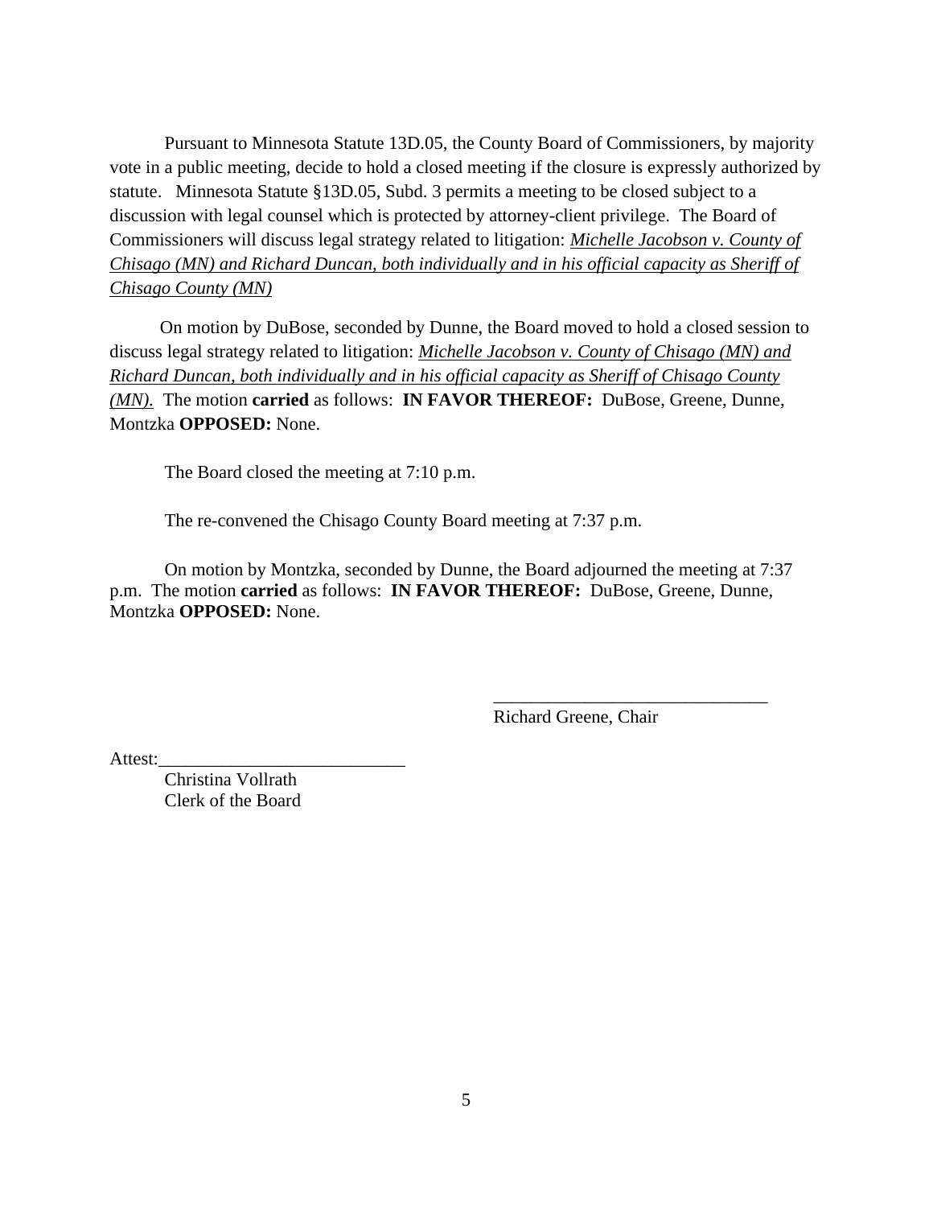Pursuant to Minnesota Statute 13D.05, the County Board of Commissioners, by majority vote in a public meeting, decide to hold a closed meeting if the closure is expressly authorized by statute. Minnesota Statute §13D.05, Subd. 3 permits a meeting to be closed subject to a discussion with legal counsel which is protected by attorney-client privilege. The Board of Commissioners will discuss legal strategy related to litigation: *Michelle Jacobson v. County of Chisago (MN) and Richard Duncan, both individually and in his official capacity as Sheriff of Chisago County (MN)*

On motion by DuBose, seconded by Dunne, the Board moved to hold a closed session to discuss legal strategy related to litigation: *Michelle Jacobson v. County of Chisago (MN) and Richard Duncan, both individually and in his official capacity as Sheriff of Chisago County (MN).* The motion **carried** as follows: **IN FAVOR THEREOF:** DuBose, Greene, Dunne, Montzka **OPPOSED:** None.

The Board closed the meeting at 7:10 p.m.

The re-convened the Chisago County Board meeting at 7:37 p.m.

On motion by Montzka, seconded by Dunne, the Board adjourned the meeting at 7:37 p.m. The motion **carried** as follows: **IN FAVOR THEREOF:** DuBose, Greene, Dunne, Montzka **OPPOSED:** None.

\_\_\_\_\_\_\_\_\_\_\_\_\_\_\_\_\_\_\_\_\_\_\_\_\_\_\_\_\_\_
Richard Greene, Chair

Attest:\_\_\_\_\_\_\_\_\_\_\_\_\_\_\_\_\_\_\_\_\_\_\_\_\_\_
Christina Vollrath
Clerk of the Board